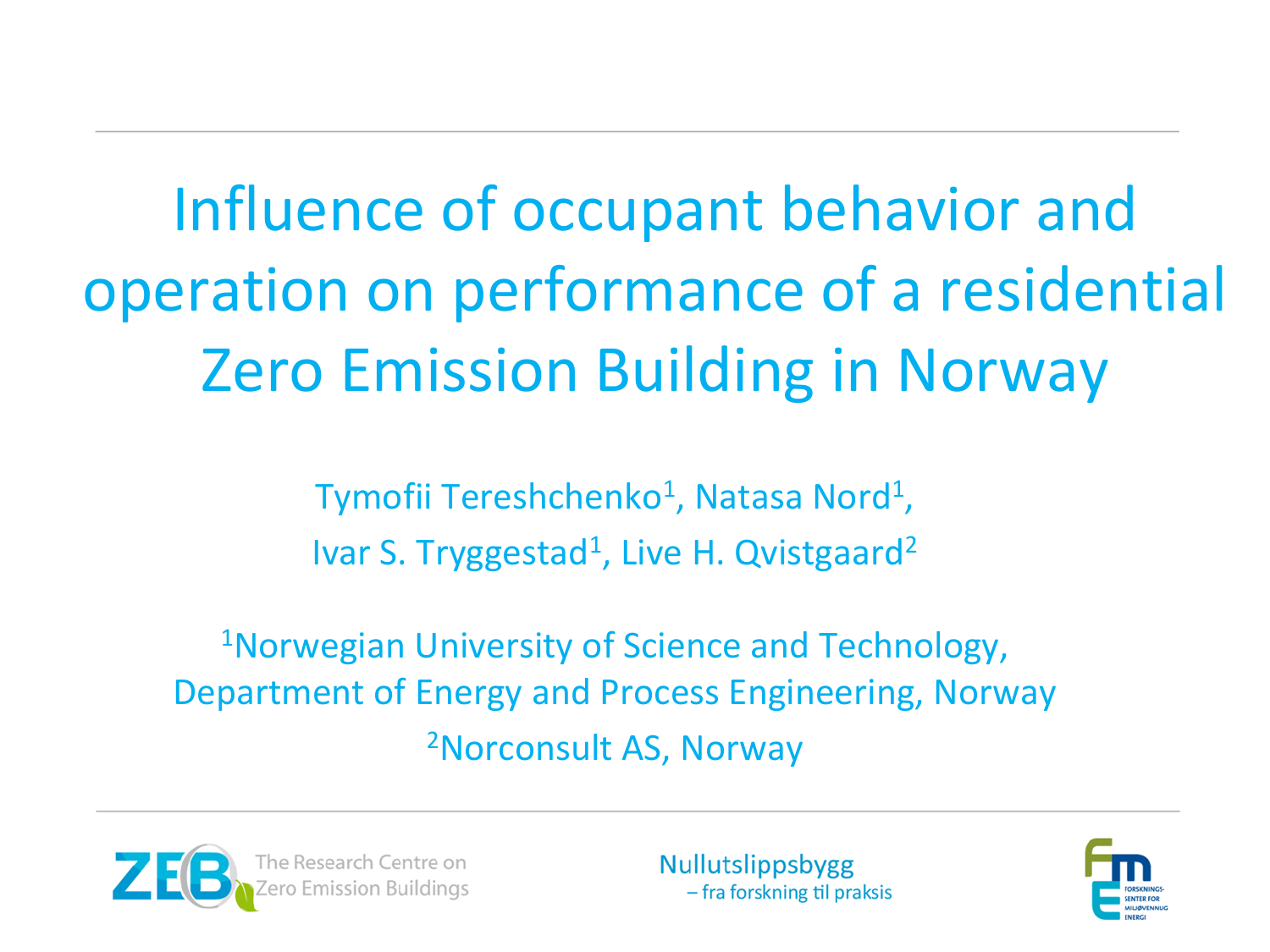# Influence of occupant behavior and operation on performance of a residential Zero Emission Building in Norway

Tymofii Tereshchenko[1], Natasa Nord[1], Ivar S. Tryggestad[1], Live H. Qvistgaard[2]

[1]Norwegian University of Science and Technology, Department of Energy and Process Engineering, Norway

[2]Norconsult AS, Norway

The Research Centre on Zero Emission Buildings

Nullutslippsbygg – fra forskning til praksis

FORSKNINGS-SENTER FOR MILJØVENNLIG ENERGI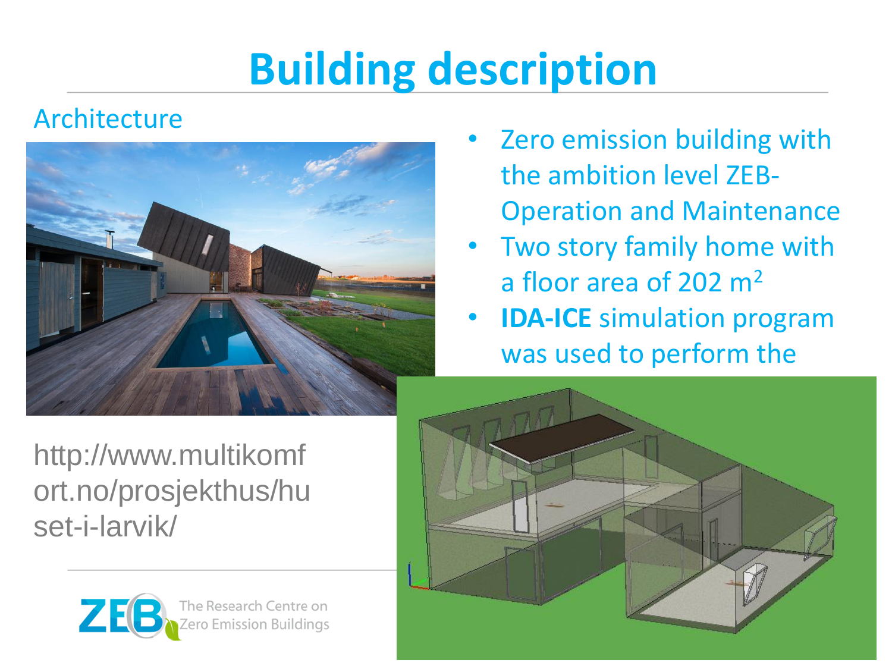# Building description

## Architecture

- Zero emission building with the ambition level ZEB-Operation and Maintenance
- Two story family home with a floor area of 202 $m^2$
- **IDA-ICE** simulation program was used to perform the

http://www.multikomfort.no/prosjekthus/huset-i-larvik/

The Research Centre on Zero Emission Buildings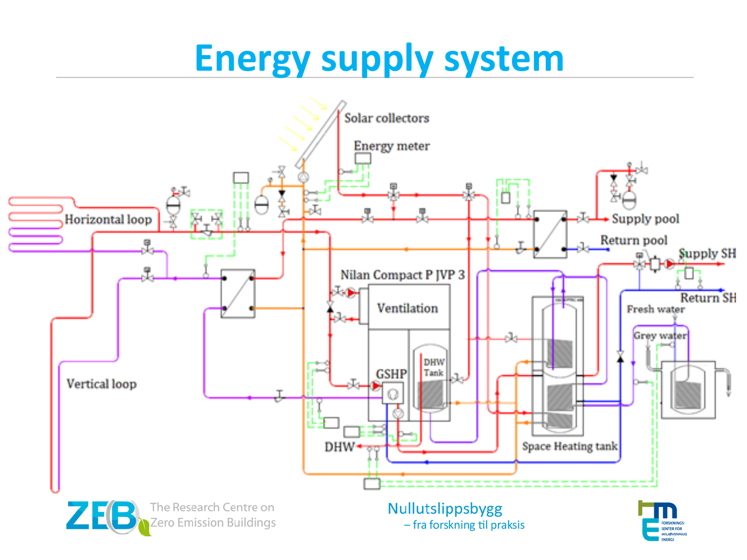# Energy supply system

Solar collectors

Energy meter

Horizontal loop

Supply pool

Return pool

Supply SH

Return SH

Nilan Compact P JVP 3

Ventilation

Fresh water

Grey water

DHW Tank

GSHP

Vertical loop

DHW

Space Heating tank

Nullutslippsbygg
– fra forskning til praksis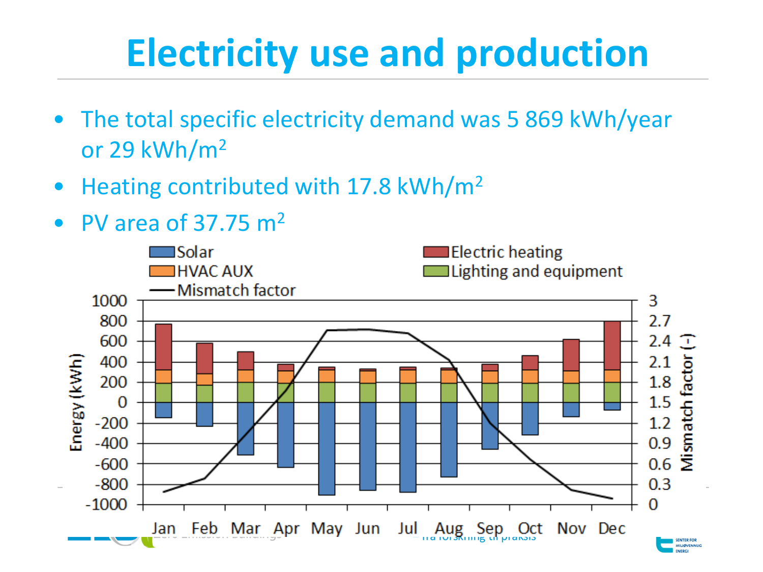# Electricity use and production

- The total specific electricity demand was 5 869 kWh/year or 29 kWh/m²
- Heating contributed with 17.8 kWh/m²
- PV area of 37.75 m²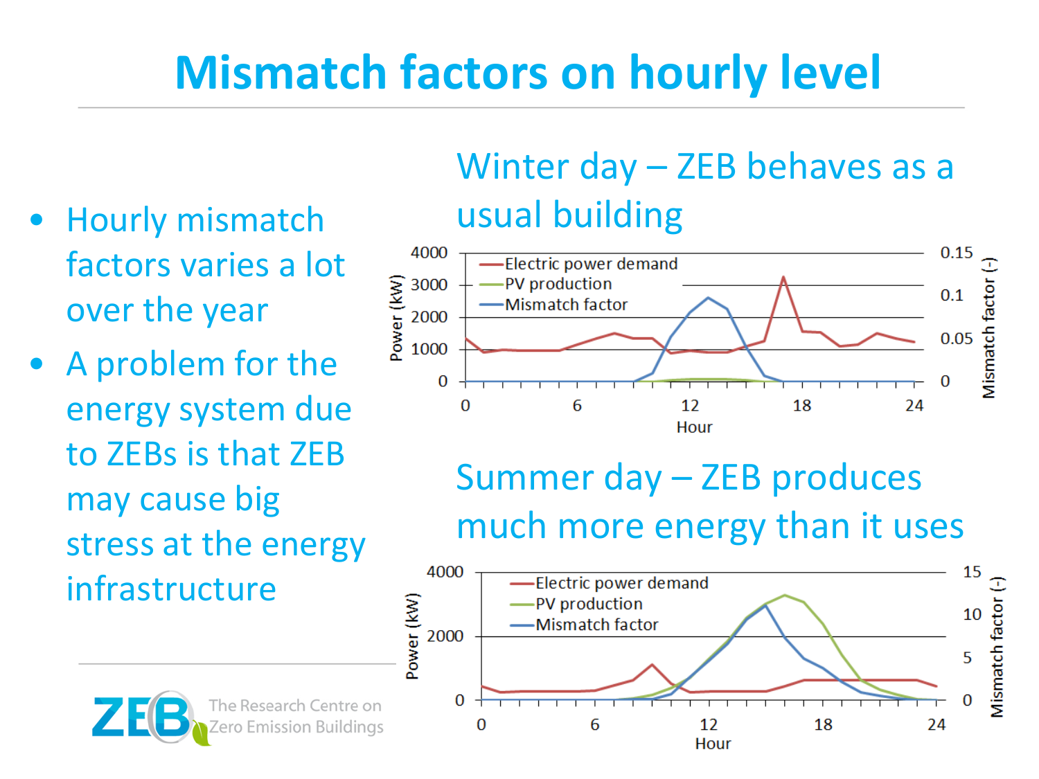# Mismatch factors on hourly level

- Hourly mismatch factors varies a lot over the year
- A problem for the energy system due to ZEBs is that ZEB may cause big stress at the energy infrastructure

## Winter day – ZEB behaves as a usual building

Power (kW) / Mismatch factor (-) vs. Hour — Electric power demand, PV production, Mismatch factor

## Summer day – ZEB produces much more energy than it uses

Power (kW) / Mismatch factor (-) vs. Hour — Electric power demand, PV production, Mismatch factor

ZEB The Research Centre on Zero Emission Buildings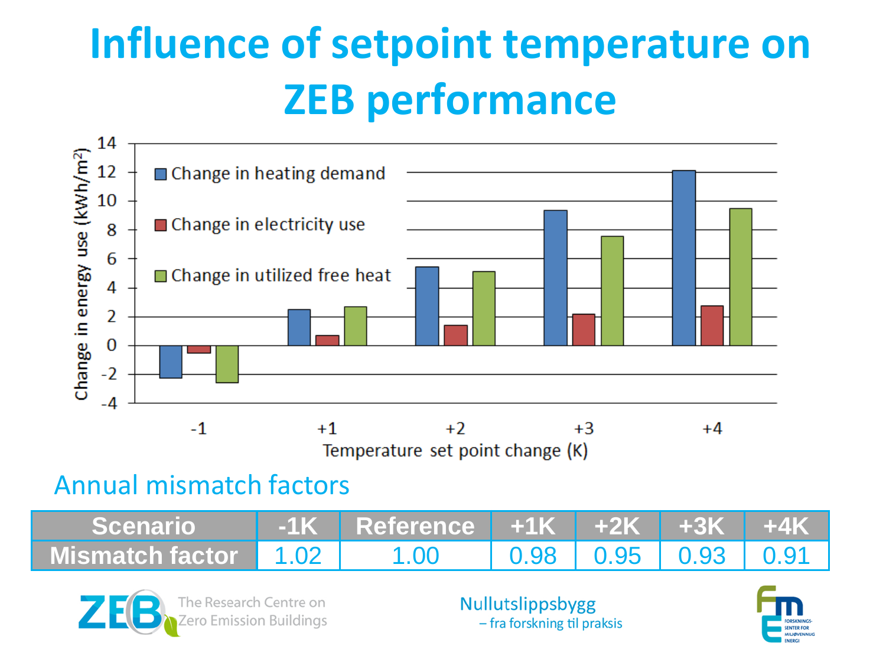# Influence of setpoint temperature on ZEB performance

Annual mismatch factors

| Scenario | -1K | Reference | +1K | +2K | +3K | +4K |
|---|---|---|---|---|---|---|
| Mismatch factor | 1.02 | 1.00 | 0.98 | 0.95 | 0.93 | 0.91 |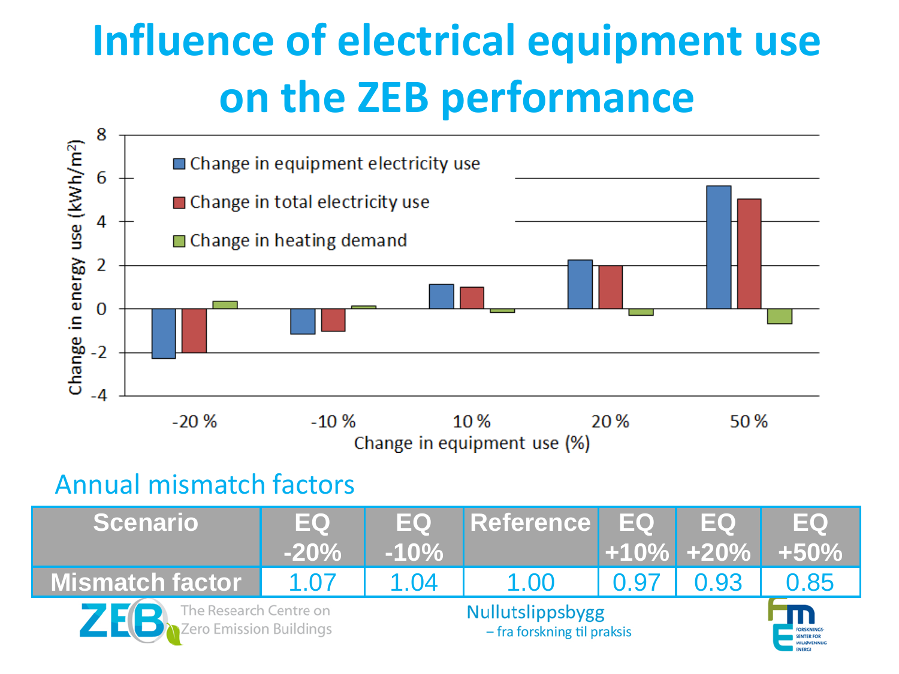# Influence of electrical equipment use on the ZEB performance

Change in energy use (kWh/m²)

- Change in equipment electricity use
- Change in total electricity use
- Change in heating demand

Change in equipment use (%): -20 %, -10 %, 10 %, 20 %, 50 %

## Annual mismatch factors

| Scenario | EQ -20% | EQ -10% | Reference | EQ +10% | EQ +20% | EQ +50% |
|---|---|---|---|---|---|---|
| Mismatch factor | 1.07 | 1.04 | 1.00 | 0.97 | 0.93 | 0.85 |

ZEB The Research Centre on Zero Emission Buildings

Nullutslippsbygg – fra forskning til praksis

FME Forskningssenter for miljøvennlig energi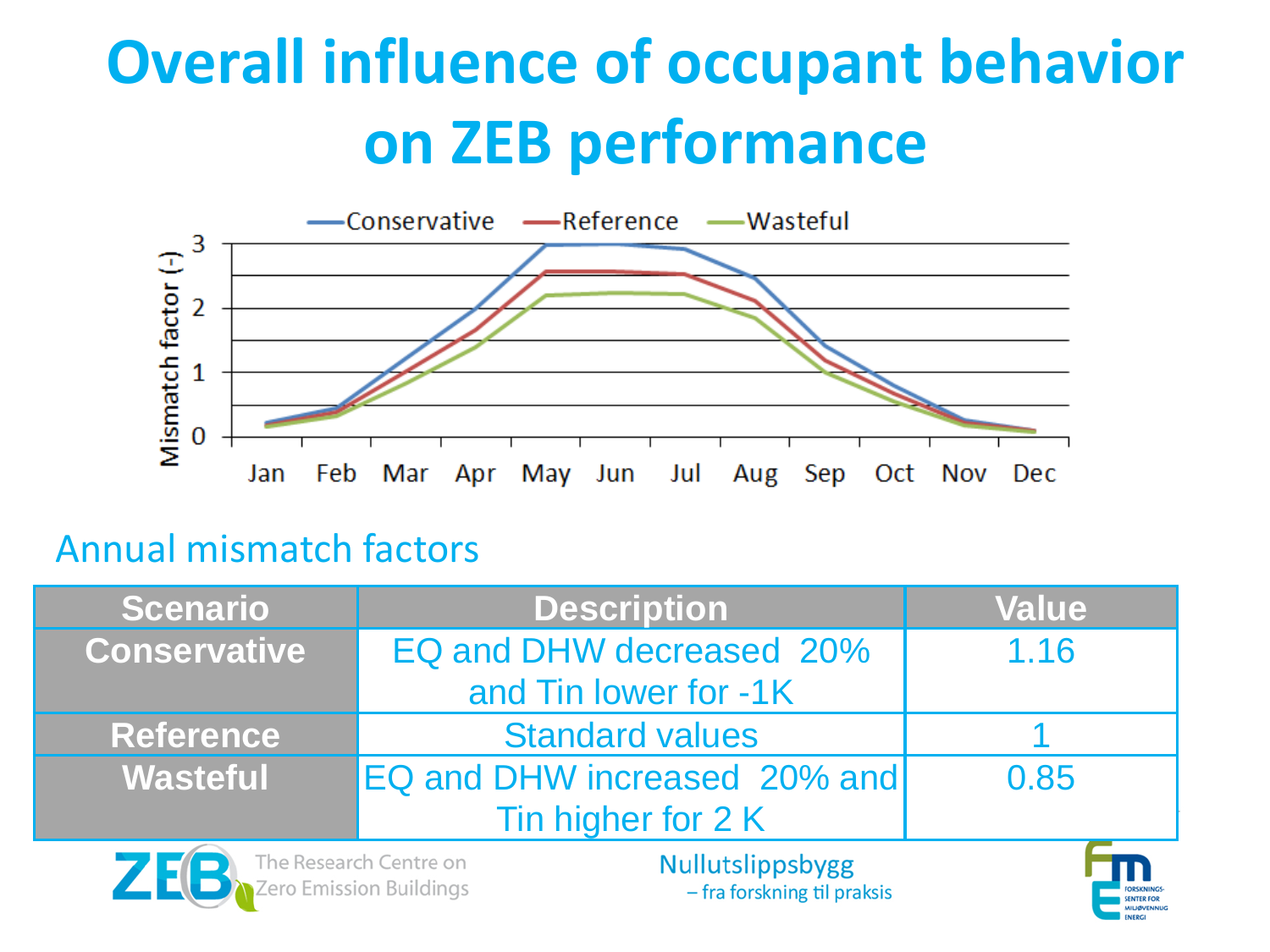# Overall influence of occupant behavior on ZEB performance

Conservative — Reference — Wasteful

Mismatch factor (-)

Jan Feb Mar Apr May Jun Jul Aug Sep Oct Nov Dec

## Annual mismatch factors

| Scenario | Description | Value |
|---|---|---|
| Conservative | EQ and DHW decreased 20% and Tin lower for -1K | 1.16 |
| Reference | Standard values | 1 |
| Wasteful | EQ and DHW increased 20% and Tin higher for 2 K | 0.85 |

ZEB The Research Centre on Zero Emission Buildings

Nullutslippsbygg – fra forskning til praksis

FME Forskningssenter for miljøvennlig energi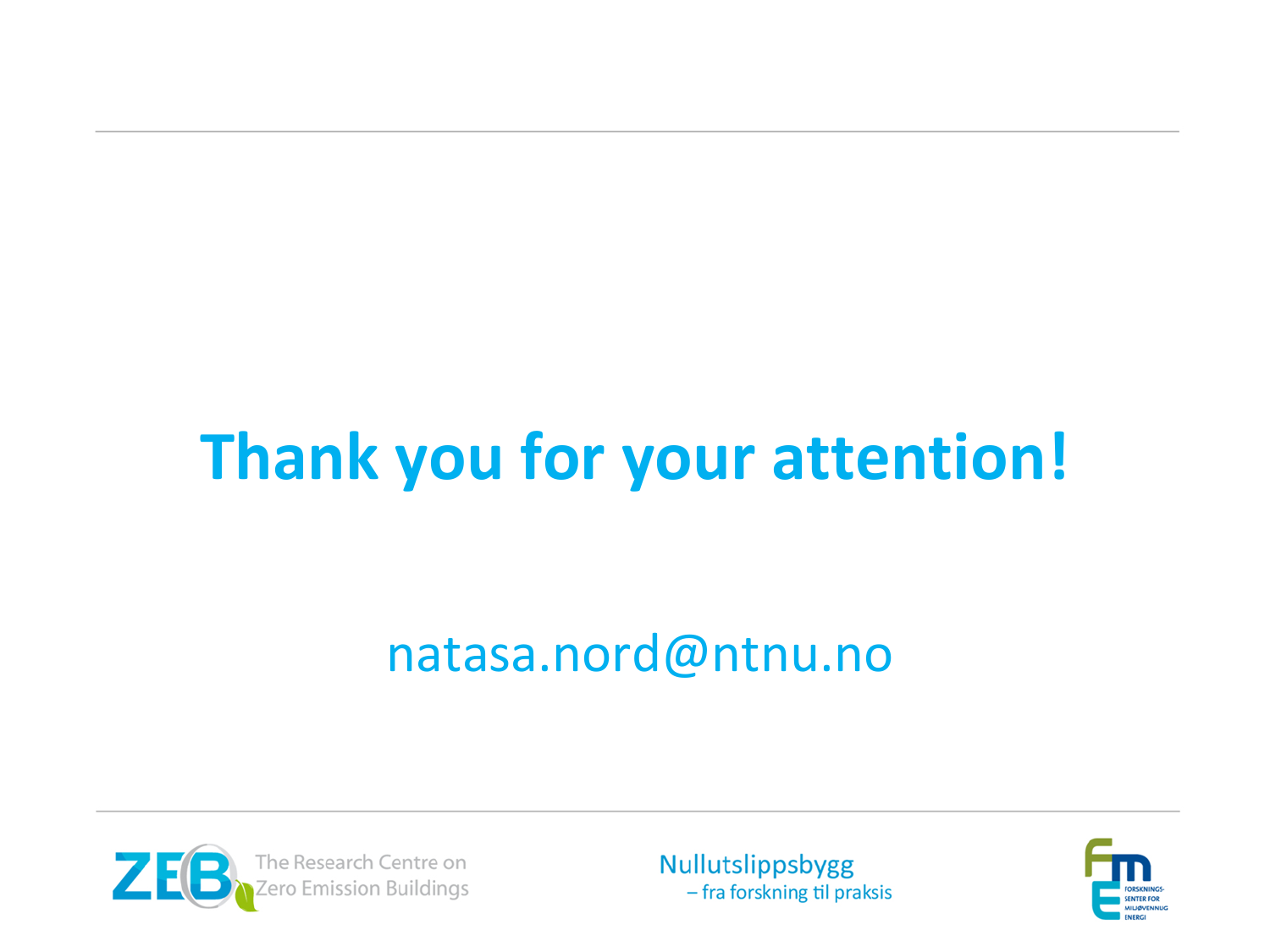# Thank you for your attention!

natasa.nord@ntnu.no

The Research Centre on Zero Emission Buildings

Nullutslippsbygg
– fra forskning til praksis

FORSKNINGSSENTER FOR MILJØVENNLIG ENERGI